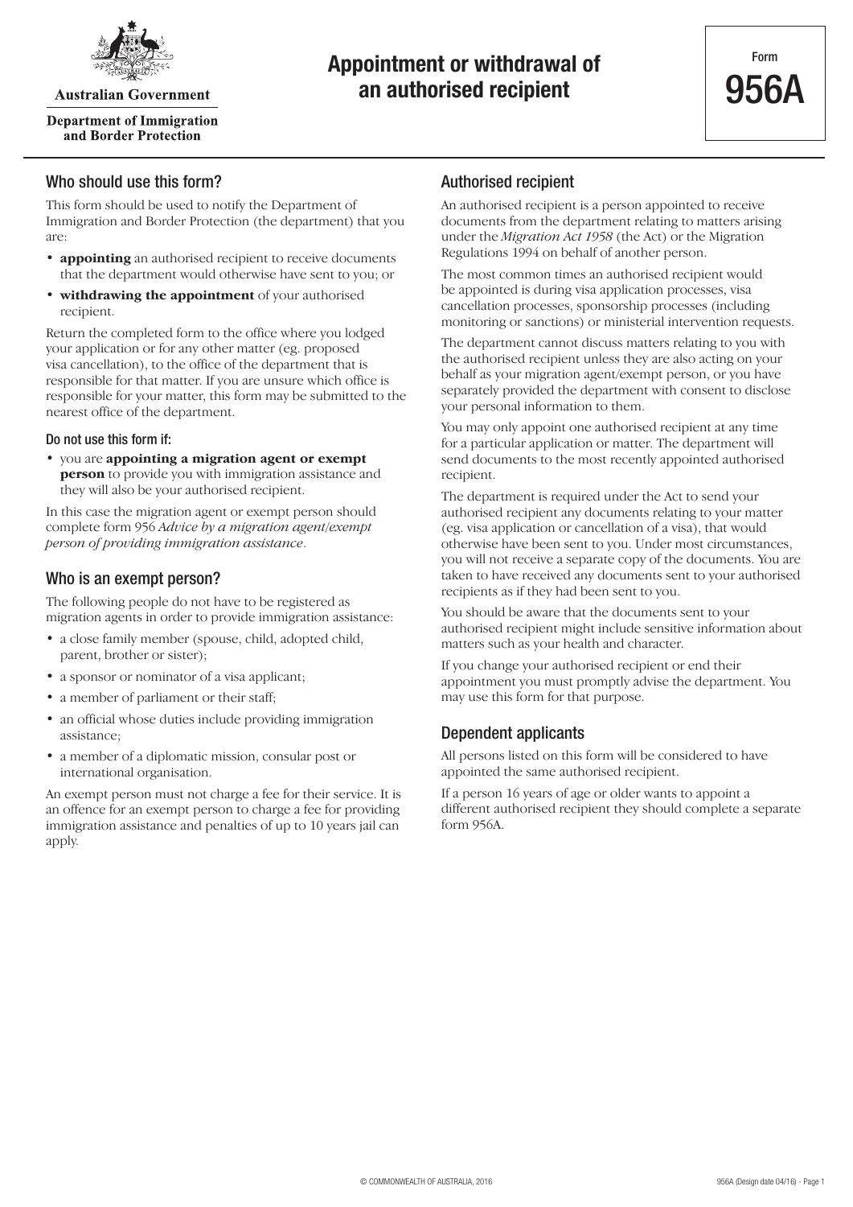Australian Government

Department of Immigration and Border Protection

# Appointment or withdrawal of an authorised recipient

Form **956A**

## Who should use this form?

This form should be used to notify the Department of Immigration and Border Protection (the department) that you are:

- **appointing** an authorised recipient to receive documents that the department would otherwise have sent to you; or
- **withdrawing the appointment** of your authorised recipient.

Return the completed form to the office where you lodged your application or for any other matter (eg. proposed visa cancellation), to the office of the department that is responsible for that matter. If you are unsure which office is responsible for your matter, this form may be submitted to the nearest office of the department.

### Do not use this form if:

- you are **appointing a migration agent or exempt person** to provide you with immigration assistance and they will also be your authorised recipient.

In this case the migration agent or exempt person should complete form 956 *Advice by a migration agent/exempt person of providing immigration assistance*.

## Who is an exempt person?

The following people do not have to be registered as migration agents in order to provide immigration assistance:

- a close family member (spouse, child, adopted child, parent, brother or sister);
- a sponsor or nominator of a visa applicant;
- a member of parliament or their staff;
- an official whose duties include providing immigration assistance;
- a member of a diplomatic mission, consular post or international organisation.

An exempt person must not charge a fee for their service. It is an offence for an exempt person to charge a fee for providing immigration assistance and penalties of up to 10 years jail can apply.

## Authorised recipient

An authorised recipient is a person appointed to receive documents from the department relating to matters arising under the *Migration Act 1958* (the Act) or the Migration Regulations 1994 on behalf of another person.

The most common times an authorised recipient would be appointed is during visa application processes, visa cancellation processes, sponsorship processes (including monitoring or sanctions) or ministerial intervention requests.

The department cannot discuss matters relating to you with the authorised recipient unless they are also acting on your behalf as your migration agent/exempt person, or you have separately provided the department with consent to disclose your personal information to them.

You may only appoint one authorised recipient at any time for a particular application or matter. The department will send documents to the most recently appointed authorised recipient.

The department is required under the Act to send your authorised recipient any documents relating to your matter (eg. visa application or cancellation of a visa), that would otherwise have been sent to you. Under most circumstances, you will not receive a separate copy of the documents. You are taken to have received any documents sent to your authorised recipients as if they had been sent to you.

You should be aware that the documents sent to your authorised recipient might include sensitive information about matters such as your health and character.

If you change your authorised recipient or end their appointment you must promptly advise the department. You may use this form for that purpose.

## Dependent applicants

All persons listed on this form will be considered to have appointed the same authorised recipient.

If a person 16 years of age or older wants to appoint a different authorised recipient they should complete a separate form 956A.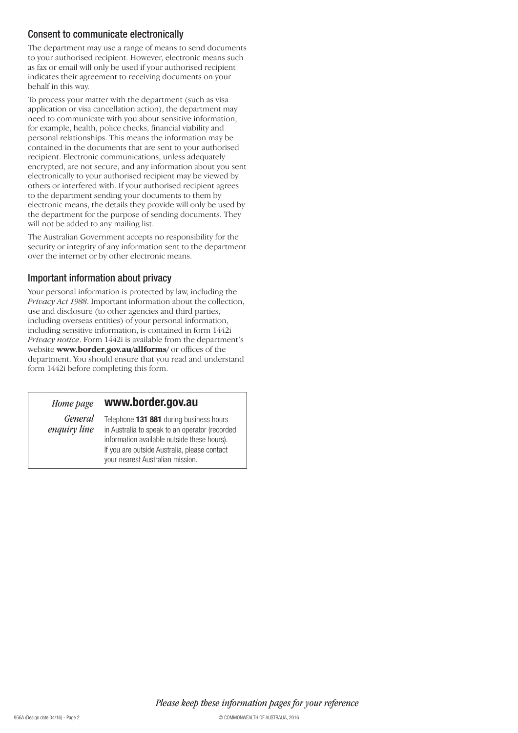## Consent to communicate electronically

The department may use a range of means to send documents to your authorised recipient. However, electronic means such as fax or email will only be used if your authorised recipient indicates their agreement to receiving documents on your behalf in this way.

To process your matter with the department (such as visa application or visa cancellation action), the department may need to communicate with you about sensitive information, for example, health, police checks, financial viability and personal relationships. This means the information may be contained in the documents that are sent to your authorised recipient. Electronic communications, unless adequately encrypted, are not secure, and any information about you sent electronically to your authorised recipient may be viewed by others or interfered with. If your authorised recipient agrees to the department sending your documents to them by electronic means, the details they provide will only be used by the department for the purpose of sending documents. They will not be added to any mailing list.

The Australian Government accepts no responsibility for the security or integrity of any information sent to the department over the internet or by other electronic means.

## Important information about privacy

Your personal information is protected by law, including the *Privacy Act 1988*. Important information about the collection, use and disclosure (to other agencies and third parties, including overseas entities) of your personal information, including sensitive information, is contained in form 1442i *Privacy notice*. Form 1442i is available from the department's website **www.border.gov.au/allforms/** or offices of the department. You should ensure that you read and understand form 1442i before completing this form.

| | |
|---|---|
| *Home page* | **www.border.gov.au** |
| *General enquiry line* | Telephone **131 881** during business hours in Australia to speak to an operator (recorded information available outside these hours). If you are outside Australia, please contact your nearest Australian mission. |

*Please keep these information pages for your reference*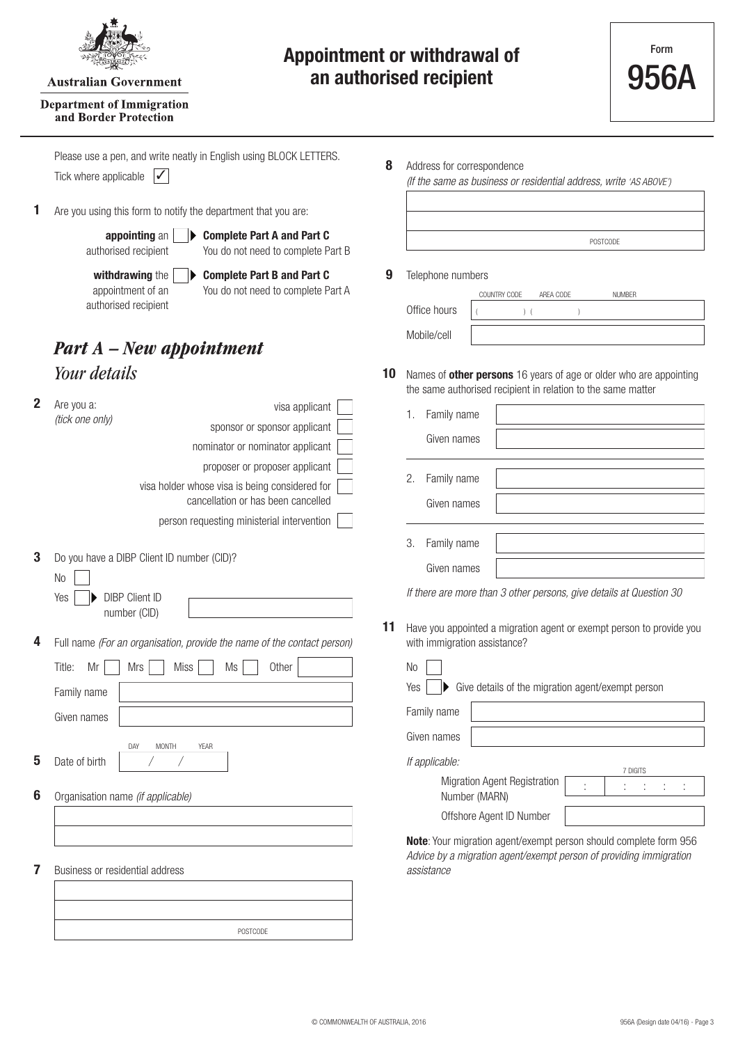Australian Government

Department of Immigration and Border Protection

# Appointment or withdrawal of an authorised recipient

Form **956A**

Please use a pen, and write neatly in English using BLOCK LETTERS.

Tick where applicable ☑

**1** Are you using this form to notify the department that you are:

**appointing** an authorised recipient ☐ ▶ **Complete Part A and Part C** You do not need to complete Part B

**withdrawing** the appointment of an authorised recipient ☐ ▶ **Complete Part B and Part C** You do not need to complete Part A

## *Part A – New appointment*

### *Your details*

**2** Are you a: *(tick one only)*

- visa applicant ☐
- sponsor or sponsor applicant ☐
- nominator or nominator applicant ☐
- proposer or proposer applicant ☐
- visa holder whose visa is being considered for cancellation or has been cancelled ☐
- person requesting ministerial intervention ☐

**3** Do you have a DIBP Client ID number (CID)?

No ☐

Yes ☐ ▶ DIBP Client ID number (CID) ____________

**4** Full name *(For an organisation, provide the name of the contact person)*

Title: Mr ☐ Mrs ☐ Miss ☐ Ms ☐ Other ____________

Family name ____________

Given names ____________

**5** Date of birth DAY / MONTH / YEAR

**6** Organisation name *(if applicable)*

____________

**7** Business or residential address

____________

POSTCODE

**8** Address for correspondence

*(If the same as business or residential address, write 'AS ABOVE')*

____________

POSTCODE

**9** Telephone numbers

Office hours ( COUNTRY CODE ) ( AREA CODE ) NUMBER

Mobile/cell ____________

**10** Names of **other persons** 16 years of age or older who are appointing the same authorised recipient in relation to the same matter

1. Family name ____________
   Given names ____________
2. Family name ____________
   Given names ____________
3. Family name ____________
   Given names ____________

*If there are more than 3 other persons, give details at Question 30*

**11** Have you appointed a migration agent or exempt person to provide you with immigration assistance?

No ☐

Yes ☐ ▶ Give details of the migration agent/exempt person

Family name ____________

Given names ____________

*If applicable:*

Migration Agent Registration Number (MARN) 7 DIGITS

Offshore Agent ID Number ____________

**Note**: Your migration agent/exempt person should complete form 956 *Advice by a migration agent/exempt person of providing immigration assistance*

© COMMONWEALTH OF AUSTRALIA, 2016

956A (Design date 04/16)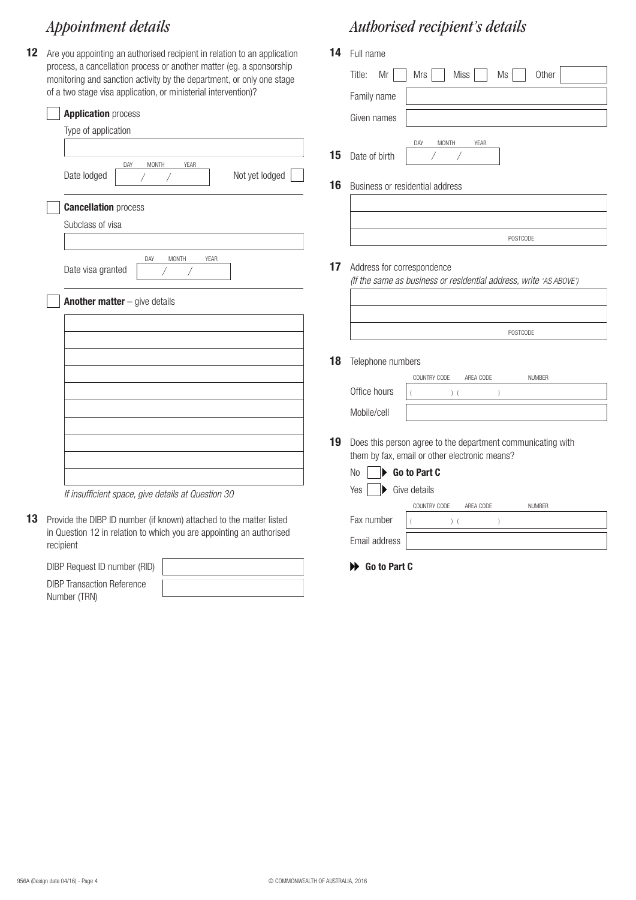# Appointment details

**12** Are you appointing an authorised recipient in relation to an application process, a cancellation process or another matter (eg. a sponsorship monitoring and sanction activity by the department, or only one stage of a two stage visa application, or ministerial intervention)?

☐ **Application** process

Type of application

Date lodged (DAY / MONTH / YEAR) ☐ Not yet lodged

☐ **Cancellation** process

Subclass of visa

Date visa granted (DAY / MONTH / YEAR)

☐ **Another matter** – give details

*If insufficient space, give details at Question 30*

**13** Provide the DIBP ID number (if known) attached to the matter listed in Question 12 in relation to which you are appointing an authorised recipient

DIBP Request ID number (RID)

DIBP Transaction Reference Number (TRN)

# Authorised recipient's details

**14** Full name

Title: Mr ☐ Mrs ☐ Miss ☐ Ms ☐ Other

Family name

Given names

**15** Date of birth (DAY / MONTH / YEAR)

**16** Business or residential address

POSTCODE

**17** Address for correspondence
*(If the same as business or residential address, write 'AS ABOVE')*

POSTCODE

**18** Telephone numbers

| | COUNTRY CODE | AREA CODE | NUMBER |
|---|---|---|---|
| Office hours | ( ) | ( ) | |
| Mobile/cell | | | |

**19** Does this person agree to the department communicating with them by fax, email or other electronic means?

No ☐ ▶ **Go to Part C**

Yes ☐ ▶ Give details

| | COUNTRY CODE | AREA CODE | NUMBER |
|---|---|---|---|
| Fax number | ( ) | ( ) | |
| Email address | | | |

▶▶ **Go to Part C**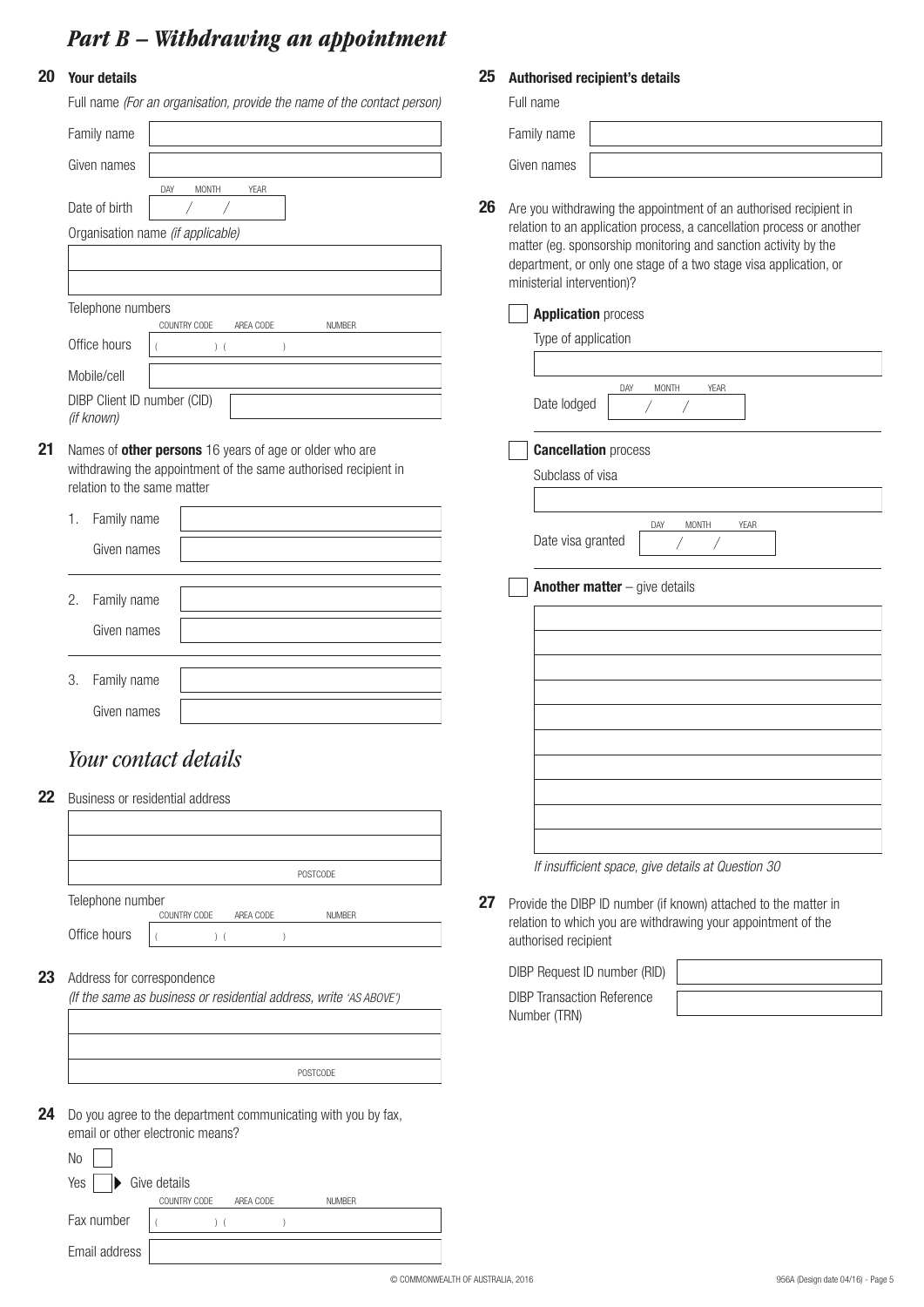# *Part B – Withdrawing an appointment*

**20 Your details**

Full name *(For an organisation, provide the name of the contact person)*

Family name

Given names

Date of birth DAY / MONTH / YEAR

Organisation name *(if applicable)*

Telephone numbers COUNTRY CODE AREA CODE NUMBER

Office hours ( ) ( )

Mobile/cell

DIBP Client ID number (CID) *(if known)*

**21** Names of **other persons** 16 years of age or older who are withdrawing the appointment of the same authorised recipient in relation to the same matter

1. Family name

   Given names

2. Family name

   Given names

3. Family name

   Given names

## *Your contact details*

**22** Business or residential address

POSTCODE

Telephone number COUNTRY CODE AREA CODE NUMBER

Office hours ( ) ( )

**23** Address for correspondence
*(If the same as business or residential address, write 'AS ABOVE')*

POSTCODE

**24** Do you agree to the department communicating with you by fax, email or other electronic means?

No

Yes ▶ Give details

Fax number COUNTRY CODE AREA CODE NUMBER ( ) ( )

Email address

**25 Authorised recipient's details**

Full name

Family name

Given names

**26** Are you withdrawing the appointment of an authorised recipient in relation to an application process, a cancellation process or another matter (eg. sponsorship monitoring and sanction activity by the department, or only one stage of a two stage visa application, or ministerial intervention)?

- **Application** process

  Type of application

  Date lodged DAY / MONTH / YEAR

- **Cancellation** process

  Subclass of visa

  Date visa granted DAY / MONTH / YEAR

- **Another matter** – give details

*If insufficient space, give details at Question 30*

**27** Provide the DIBP ID number (if known) attached to the matter in relation to which you are withdrawing your appointment of the authorised recipient

DIBP Request ID number (RID)

DIBP Transaction Reference Number (TRN)

© COMMONWEALTH OF AUSTRALIA, 2016

956A (Design date 04/16)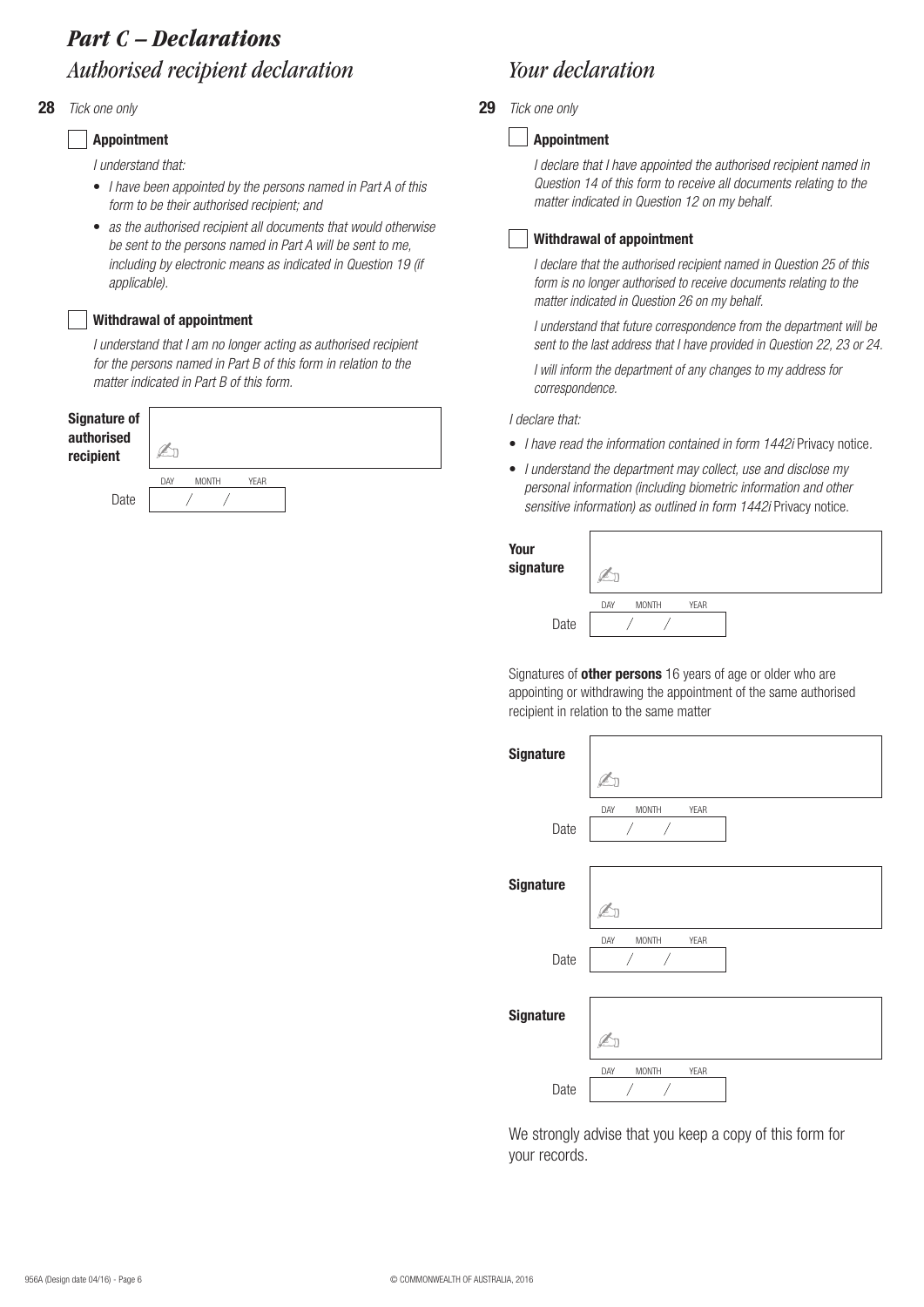# *Part C – Declarations*

## *Authorised recipient declaration*

**28** *Tick one only*

☐ **Appointment**

*I understand that:*

- *I have been appointed by the persons named in Part A of this form to be their authorised recipient; and*
- *as the authorised recipient all documents that would otherwise be sent to the persons named in Part A will be sent to me, including by electronic means as indicated in Question 19 (if applicable).*

☐ **Withdrawal of appointment**

*I understand that I am no longer acting as authorised recipient for the persons named in Part B of this form in relation to the matter indicated in Part B of this form.*

**Signature of authorised recipient** ____________________

Date (DAY / MONTH / YEAR) ____ / ____ / ____

## *Your declaration*

**29** *Tick one only*

☐ **Appointment**

*I declare that I have appointed the authorised recipient named in Question 14 of this form to receive all documents relating to the matter indicated in Question 12 on my behalf.*

☐ **Withdrawal of appointment**

*I declare that the authorised recipient named in Question 25 of this form is no longer authorised to receive documents relating to the matter indicated in Question 26 on my behalf.*

*I understand that future correspondence from the department will be sent to the last address that I have provided in Question 22, 23 or 24.*

*I will inform the department of any changes to my address for correspondence.*

*I declare that:*

- *I have read the information contained in form 1442i* Privacy notice.
- *I understand the department may collect, use and disclose my personal information (including biometric information and other sensitive information) as outlined in form 1442i* Privacy notice.

**Your signature** ____________________

Date (DAY / MONTH / YEAR) ____ / ____ / ____

Signatures of **other persons** 16 years of age or older who are appointing or withdrawing the appointment of the same authorised recipient in relation to the same matter

**Signature** ____________________

Date (DAY / MONTH / YEAR) ____ / ____ / ____

**Signature** ____________________

Date (DAY / MONTH / YEAR) ____ / ____ / ____

**Signature** ____________________

Date (DAY / MONTH / YEAR) ____ / ____ / ____

We strongly advise that you keep a copy of this form for your records.

956A (Design date 04/16) - Page 6 © COMMONWEALTH OF AUSTRALIA, 2016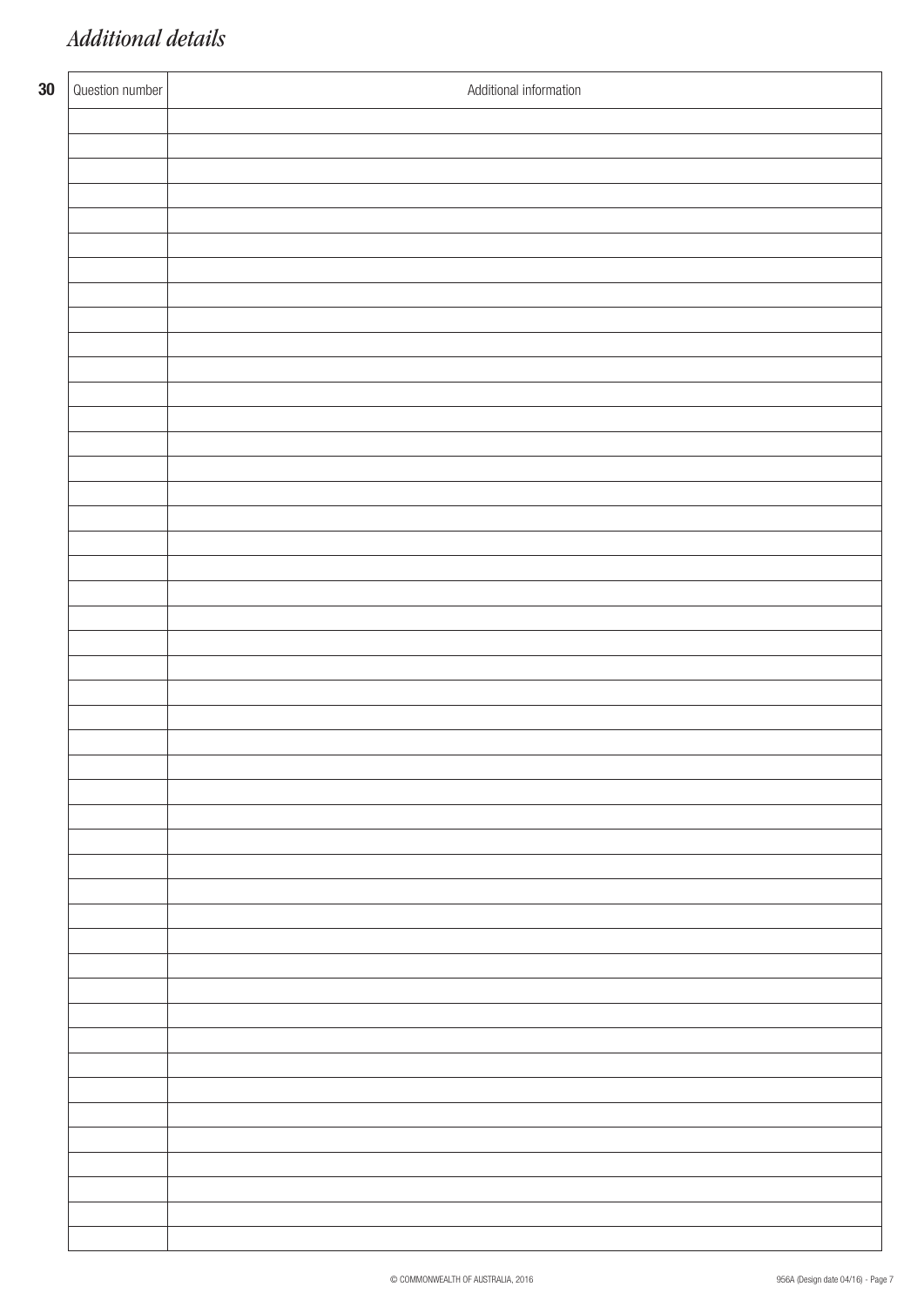## *Additional details*

**30**

| Question number | Additional information |
| --- | --- |
| | |
| | |
| | |
| | |
| | |
| | |
| | |
| | |
| | |
| | |
| | |
| | |
| | |
| | |
| | |
| | |
| | |
| | |
| | |
| | |
| | |
| | |
| | |
| | |
| | |
| | |
| | |
| | |
| | |
| | |
| | |
| | |
| | |
| | |
| | |
| | |
| | |
| | |
| | |
| | |
| | |
| | |
| | |
| | |
| | |
| | |
| | |

© COMMONWEALTH OF AUSTRALIA, 2016

956A (Design date 04/16)